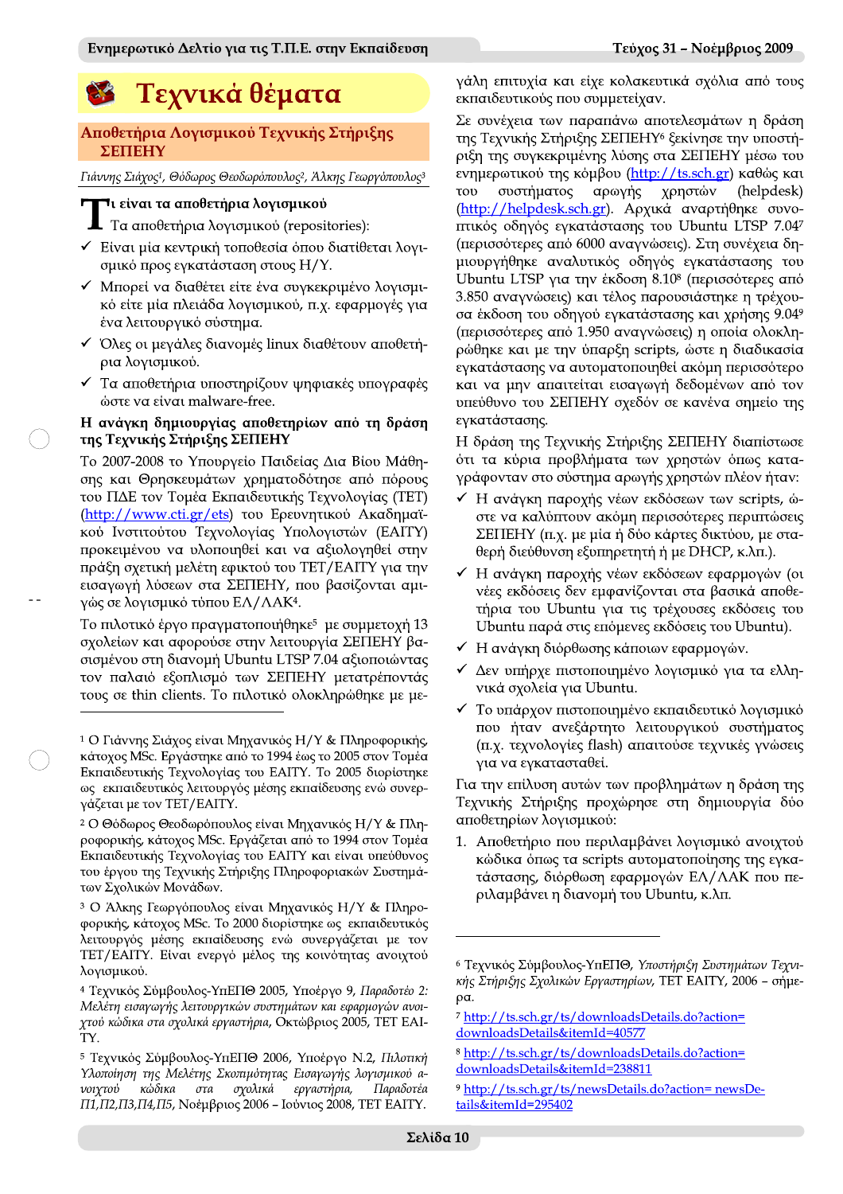# Τεχνικά θέματα

## Αποθετήρια Λογισμικού Τεχνικής Στήριξης ΣΕΠΕΗΥ

*Γιάννης Σιάχος[1], Θόδωρος Θεοδωρόπουλος[2], Άλκης Γεωργόπουλος[3]*

### Τι είναι τα αποθετήρια λογισμικού

Τα αποθετήρια λογισμικού (repositories):

- ✓ Είναι μία κεντρική τοποθεσία όπου διατίθεται λογισμικό προς εγκατάσταση στους Η/Υ.
- ✓ Μπορεί να διαθέτει είτε ένα συγκεκριμένο λογισμικό είτε μία πλειάδα λογισμικού, π.χ. εφαρμογές για ένα λειτουργικό σύστημα.
- ✓ Όλες οι μεγάλες διανομές linux διαθέτουν αποθετήρια λογισμικού.
- ✓ Τα αποθετήρια υποστηρίζουν ψηφιακές υπογραφές ώστε να είναι malware-free.

### Η ανάγκη δημιουργίας αποθετηρίων από τη δράση της Τεχνικής Στήριξης ΣΕΠΕΗΥ

Το 2007-2008 το Υπουργείο Παιδείας Δια Βίου Μάθησης και Θρησκευμάτων χρηματοδότησε από πόρους του ΠΔΕ τον Τομέα Εκπαιδευτικής Τεχνολογίας (ΤΕΤ) (http://www.cti.gr/ets) του Ερευνητικού Ακαδημαϊκού Ινστιτούτου Τεχνολογίας Υπολογιστών (ΕΑΙΤΥ) προκειμένου να υλοποιηθεί και να αξιολογηθεί στην πράξη σχετική μελέτη εφικτού του ΤΕΤ/ΕΑΙΤΥ για την εισαγωγή λύσεων στα ΣΕΠΕΗΥ, που βασίζονται αμιγώς σε λογισμικό τύπου ΕΛ/ΛΑΚ[4].

Το πιλοτικό έργο πραγματοποιήθηκε[5] με συμμετοχή 13 σχολείων και αφορούσε στην λειτουργία ΣΕΠΕΗΥ βασισμένου στη διανομή Ubuntu LTSP 7.04 αξιοποιώντας τον παλαιό εξοπλισμό των ΣΕΠΕΗΥ μετατρέποντάς τους σε thin clients. Το πιλοτικό ολοκληρώθηκε με μεγάλη επιτυχία και είχε κολακευτικά σχόλια από τους εκπαιδευτικούς που συμμετείχαν.

Σε συνέχεια των παραπάνω αποτελεσμάτων η δράση της Τεχνικής Στήριξης ΣΕΠΕΗΥ[6] ξεκίνησε την υποστήριξη της συγκεκριμένης λύσης στα ΣΕΠΕΗΥ μέσω του ενημερωτικού της κόμβου (http://ts.sch.gr) καθώς και του συστήματος αρωγής χρηστών (helpdesk) (http://helpdesk.sch.gr). Αρχικά αναρτήθηκε συνοπτικός οδηγός εγκατάστασης του Ubuntu LTSP 7.04[7] (περισσότερες από 6000 αναγνώσεις). Στη συνέχεια δημιουργήθηκε αναλυτικός οδηγός εγκατάστασης του Ubuntu LTSP για την έκδοση 8.10[8] (περισσότερες από 3.850 αναγνώσεις) και τέλος παρουσιάστηκε η τρέχουσα έκδοση του οδηγού εγκατάστασης και χρήσης 9.04[9] (περισσότερες από 1.950 αναγνώσεις) η οποία ολοκληρώθηκε και με την ύπαρξη scripts, ώστε η διαδικασία εγκατάστασης να αυτοματοποιηθεί ακόμη περισσότερο και να μην απαιτείται εισαγωγή δεδομένων από τον υπεύθυνο του ΣΕΠΕΗΥ σχεδόν σε κανένα σημείο της εγκατάστασης.

Η δράση της Τεχνικής Στήριξης ΣΕΠΕΗΥ διαπίστωσε ότι τα κύρια προβλήματα των χρηστών όπως καταγράφονταν στο σύστημα αρωγής χρηστών πλέον ήταν:

- ✓ Η ανάγκη παροχής νέων εκδόσεων των scripts, ώστε να καλύπτουν ακόμη περισσότερες περιπτώσεις ΣΕΠΕΗΥ (π.χ. με μία ή δύο κάρτες δικτύου, με σταθερή διεύθυνση εξυπηρετητή ή με DHCP, κ.λπ.).
- ✓ Η ανάγκη παροχής νέων εκδόσεων εφαρμογών (οι νέες εκδόσεις δεν εμφανίζονται στα βασικά αποθετήρια του Ubuntu για τις τρέχουσες εκδόσεις του Ubuntu παρά στις επόμενες εκδόσεις του Ubuntu).
- ✓ Η ανάγκη διόρθωσης κάποιων εφαρμογών.
- ✓ Δεν υπήρχε πιστοποιημένο λογισμικό για τα ελληνικά σχολεία για Ubuntu.
- ✓ Το υπάρχον πιστοποιημένο εκπαιδευτικό λογισμικό που ήταν ανεξάρτητο λειτουργικού συστήματος (π.χ. τεχνολογίες flash) απαιτούσε τεχνικές γνώσεις για να εγκατασταθεί.

Για την επίλυση αυτών των προβλημάτων η δράση της Τεχνικής Στήριξης προχώρησε στη δημιουργία δύο αποθετηρίων λογισμικού:

1. Αποθετήριο που περιλαμβάνει λογισμικό ανοιχτού κώδικα όπως τα scripts αυτοματοποίησης της εγκατάστασης, διόρθωση εφαρμογών ΕΛ/ΛΑΚ που περιλαμβάνει η διανομή του Ubuntu, κ.λπ.

---

[1] Ο Γιάννης Σιάχος είναι Μηχανικός Η/Υ & Πληροφορικής, κάτοχος MSc. Εργάστηκε από το 1994 έως το 2005 στον Τομέα Εκπαιδευτικής Τεχνολογίας του ΕΑΙΤΥ. Το 2005 διορίστηκε ως εκπαιδευτικός λειτουργός μέσης εκπαίδευσης ενώ συνεργάζεται με τον ΤΕΤ/ΕΑΙΤΥ.

[2] Ο Θόδωρος Θεοδωρόπουλος είναι Μηχανικός Η/Υ & Πληροφορικής, κάτοχος MSc. Εργάζεται από το 1994 στον Τομέα Εκπαιδευτικής Τεχνολογίας του ΕΑΙΤΥ και είναι υπεύθυνος του έργου της Τεχνικής Στήριξης Πληροφοριακών Συστημάτων Σχολικών Μονάδων.

[3] Ο Άλκης Γεωργόπουλος είναι Μηχανικός Η/Υ & Πληροφορικής, κάτοχος MSc. Το 2000 διορίστηκε ως εκπαιδευτικός λειτουργός μέσης εκπαίδευσης ενώ συνεργάζεται με τον ΤΕΤ/ΕΑΙΤΥ. Είναι ενεργό μέλος της κοινότητας ανοιχτού λογισμικού.

[4] Τεχνικός Σύμβουλος-ΥπΕΠΘ 2005, Υποέργο 9, *Παραδοτέο 2: Μελέτη εισαγωγής λειτουργικών συστημάτων και εφαρμογών ανοιχτού κώδικα στα σχολικά εργαστήρια*, Οκτώβριος 2005, ΤΕΤ ΕΑΙΤΥ.

[5] Τεχνικός Σύμβουλος-ΥπΕΠΘ 2006, Υποέργο Ν.2, *Πιλοτική Υλοποίηση της Μελέτης Σκοπιμότητας Εισαγωγής λογισμικού ανοιχτού κώδικα στα σχολικά εργαστήρια, Παραδοτέα Π1,Π2,Π3,Π4,Π5*, Νοέμβριος 2006 – Ιούνιος 2008, ΤΕΤ ΕΑΙΤΥ.

[6] Τεχνικός Σύμβουλος-ΥπΕΠΘ, *Υποστήριξη Συστημάτων Τεχνικής Στήριξης Σχολικών Εργαστηρίων*, ΤΕΤ ΕΑΙΤΥ, 2006 – σήμερα.

[7] http://ts.sch.gr/ts/downloadsDetails.do?action=downloadsDetails&itemId=40577

[8] http://ts.sch.gr/ts/downloadsDetails.do?action=downloadsDetails&itemId=238811

[9] http://ts.sch.gr/ts/newsDetails.do?action=newsDetails&itemId=295402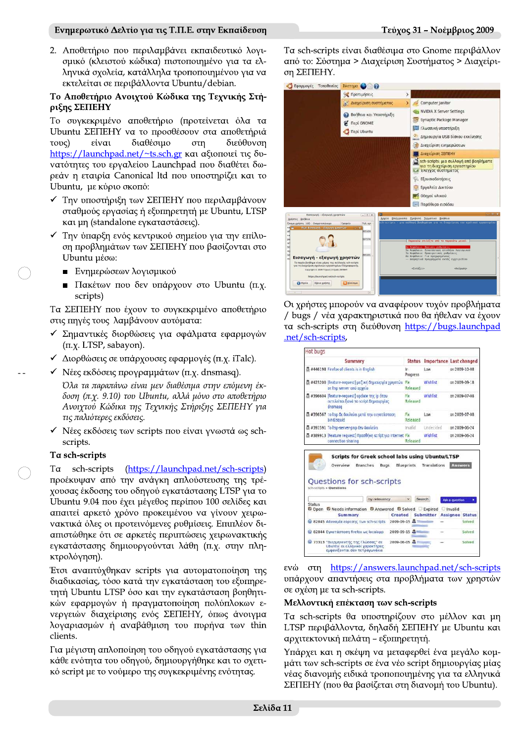2. Αποθετήριο που περιλαμβάνει εκπαιδευτικό λογισμικό (κλειστού κώδικα) πιστοποιημένο για τα ελληνικά σχολεία, κατάλληλα τροποποιημένο για να εκτελείται σε περιβάλλοντα Ubuntu/debian.

### Το Αποθετήριο Ανοιχτού Κώδικα της Τεχνικής Στήριξης ΣΕΠΕΗΥ

Το συγκεκριμένο αποθετήριο (προτείνεται όλα τα Ubuntu ΣΕΠΕΗΥ να το προσθέσουν στα αποθετήριά τους) είναι διαθέσιμο στη διεύθυνση https://launchpad.net/~ts.sch.gr και αξιοποιεί τις δυνατότητες του εργαλείου Launchpad που διαθέτει δωρεάν η εταιρία Canonical ltd που υποστηρίζει και το Ubuntu, με κύριο σκοπό:

- ✓ Την υποστήριξη των ΣΕΠΕΗΥ που περιλαμβάνουν σταθμούς εργασίας ή εξυπηρετητή με Ubuntu, LTSP και μη (standalone εγκαταστάσεις).
- ✓ Την ύπαρξη ενός κεντρικού σημείου για την επίλυση των προβλημάτων των ΣΕΠΕΗΥ που βασίζονται στο Ubuntu μέσω:
  - Ενημερώσεων λογισμικού
  - Πακέτων που δεν υπάρχουν στο Ubuntu (π.χ. scripts)

Τα ΣΕΠΕΗΥ που έχουν το συγκεκριμένο αποθετήριο στις πηγές τους λαμβάνουν αυτόματα:

- ✓ Σημαντικές διορθώσεις για σφάλματα εφαρμογών (π.χ. LTSP, sabayon).
- ✓ Διορθώσεις σε υπάρχουσες εφαρμογές (π.χ. iTalc).
- ✓ Νέες εκδόσεις προγραμμάτων (π.χ. dnsmasq).

  *Όλα τα παραπάνω είναι μεν διαθέσιμα στην επόμενη έκδοση (π.χ. 9.10) του Ubuntu, αλλά μόνο στο αποθετήριο Ανοιχτού Κώδικα της Τεχνικής Στήριξης ΣΕΠΕΗΥ για τις παλιότερες εκδόσεις.*

- ✓ Νέες εκδόσεις των scripts που είναι γνωστά ως sch-scripts.

### Τα sch-scripts

Τα sch-scripts (https://launchpad.net/sch-scripts) προέκυψαν από την ανάγκη απλούστευσης της τρέχουσας έκδοσης του οδηγού εγκατάστασης LTSP για το Ubuntu 9.04 που έχει μέγεθος περίπου 100 σελίδες και απαιτεί αρκετό χρόνο προκειμένου να γίνουν χειρωνακτικά όλες οι προτεινόμενες ρυθμίσεις. Επιπλέον διαπιστώθηκε ότι σε αρκετές περιπτώσεις χειρωνακτικής εγκατάστασης δημιουργούνται λάθη (π.χ. στην πληκτρολόγηση).

Έτσι αναπτύχθηκαν scripts για αυτοματοποίηση της διαδικασίας, τόσο κατά την εγκατάσταση του εξυπηρετητή Ubuntu LTSP όσο και την εγκατάσταση βοηθητικών εφαρμογών ή πραγματοποίηση πολύπλοκων ενεργειών διαχείρισης ενός ΣΕΠΕΗΥ, όπως άνοιγμα λογαριασμών ή αναβάθμιση του πυρήνα των thin clients.

Για μέγιστη απλοποίηση του οδηγού εγκατάστασης για κάθε ενότητα του οδηγού, δημιουργήθηκε και το σχετικό script με το νούμερο της συγκεκριμένης ενότητας.

Τα sch-scripts είναι διαθέσιμα στο Gnome περιβάλλον από το: Σύστημα > Διαχείριση Συστήματος > Διαχείριση ΣΕΠΕΗΥ.

Οι χρήστες μπορούν να αναφέρουν τυχόν προβλήματα / bugs / νέα χαρακτηριστικά που θα ήθελαν να έχουν τα sch-scripts στη διεύθυνση https://bugs.launchpad.net/sch-scripts,

ενώ στη https://answers.launchpad.net/sch-scripts υπάρχουν απαντήσεις στα προβλήματα των χρηστών σε σχέση με τα sch-scripts.

### Μελλοντική επέκταση των sch-scripts

Τα sch-scripts θα υποστηρίζουν στο μέλλον και μη LTSP περιβάλλοντα ΣΕΠΕΗΥ με Ubuntu και αρχιτεκτονική πελάτη – εξυπηρετητή.

Υπάρχει και η σκέψη να μεταφερθεί ένα μεγάλο κομμάτι των sch-scripts σε ένα νέο script δημιουργίας μιας νέας διανομής ειδικά τροποποιημένης για τα ελληνικά ΣΕΠΕΗΥ (που θα βασίζεται στη διανομή του Ubuntu).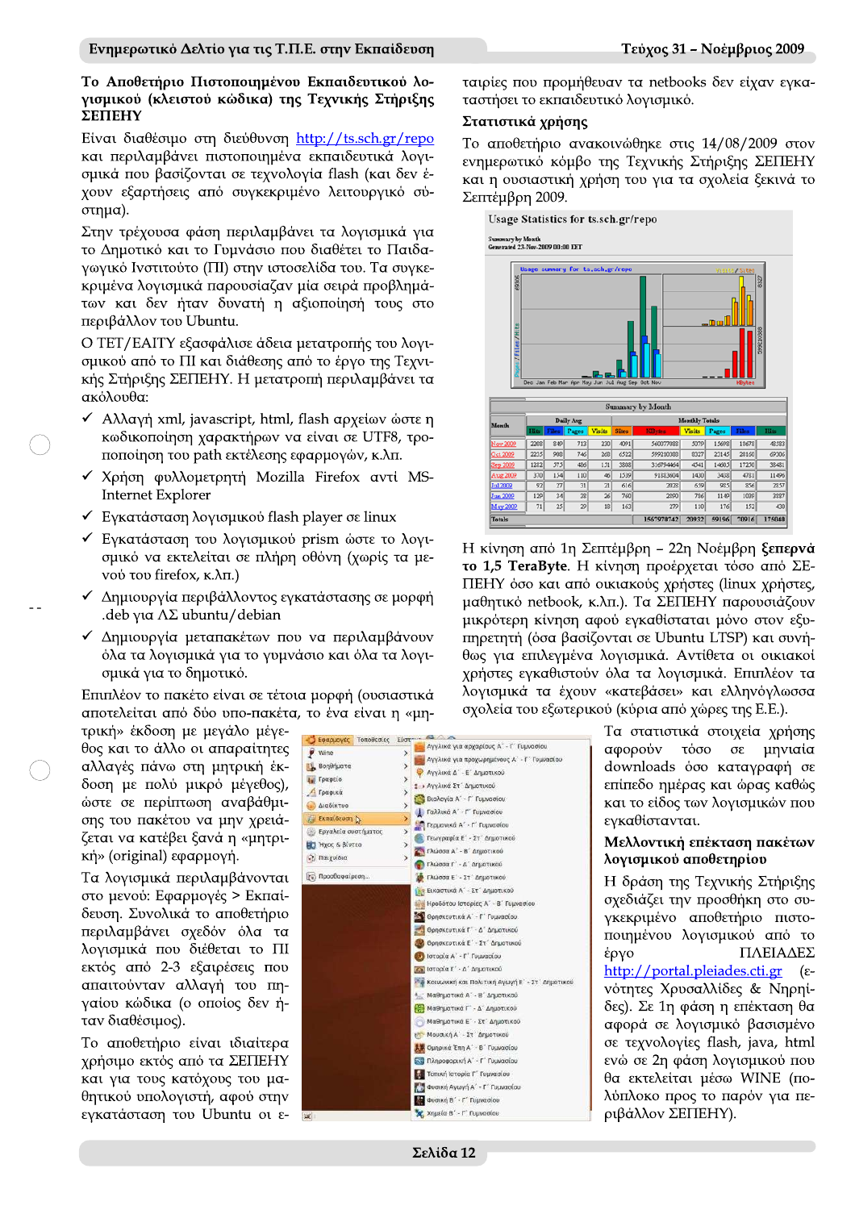## Το Αποθετήριο Πιστοποιημένου Εκπαιδευτικού λογισμικού (κλειστού κώδικα) της Τεχνικής Στήριξης ΣΕΠΕΗΥ

Είναι διαθέσιμο στη διεύθυνση http://ts.sch.gr/repo και περιλαμβάνει πιστοποιημένα εκπαιδευτικά λογισμικά που βασίζονται σε τεχνολογία flash (και δεν έχουν εξαρτήσεις από συγκεκριμένο λειτουργικό σύστημα).

Στην τρέχουσα φάση περιλαμβάνει τα λογισμικά για το Δημοτικό και το Γυμνάσιο που διαθέτει το Παιδαγωγικό Ινστιτούτο (ΠΙ) στην ιστοσελίδα του. Τα συγκεκριμένα λογισμικά παρουσίαζαν μία σειρά προβλημάτων και δεν ήταν δυνατή η αξιοποίησή τους στο περιβάλλον του Ubuntu.

Ο ΤΕΤ/ΕΑΙΤΥ εξασφάλισε άδεια μετατροπής του λογισμικού από το ΠΙ και διάθεσης από το έργο της Τεχνικής Στήριξης ΣΕΠΕΗΥ. Η μετατροπή περιλαμβάνει τα ακόλουθα:

- ✓ Αλλαγή xml, javascript, html, flash αρχείων ώστε η κωδικοποίηση χαρακτήρων να είναι σε UTF8, τροποίηση του path εκτέλεσης εφαρμογών, κ.λπ.
- ✓ Χρήση φυλλομετρητή Mozilla Firefox αντί MS-Internet Explorer
- ✓ Εγκατάσταση λογισμικού flash player σε linux
- ✓ Εγκατάσταση του λογισμικού prism ώστε το λογισμικό να εκτελείται σε πλήρη οθόνη (χωρίς τα μενού του firefox, κ.λπ.)
- ✓ Δημιουργία περιβάλλοντος εγκατάστασης σε μορφή .deb για ΛΣ ubuntu/debian
- ✓ Δημιουργία μεταπακέτων που να περιλαμβάνουν όλα τα λογισμικά για το γυμνάσιο και όλα τα λογισμικά για το δημοτικό.

Επιπλέον το πακέτο είναι σε τέτοια μορφή (ουσιαστικά αποτελείται από δύο υπο-πακέτα, το ένα είναι η «μητρική» έκδοση με μεγάλο μέγεθος και το άλλο οι απαραίτητες αλλαγές πάνω στη μητρική έκδοση με πολύ μικρό μέγεθος), ώστε σε περίπτωση αναβάθμισης του πακέτου να μην χρειάζεται να κατέβει ξανά η «μητρική» (original) εφαρμογή.

Τα λογισμικά περιλαμβάνονται στο μενού: Εφαρμογές > Εκπαίδευση. Συνολικά το αποθετήριο περιλαμβάνει σχεδόν όλα τα λογισμικά που διέθεται το ΠΙ εκτός από 2-3 εξαιρέσεις που απαιτούνταν αλλαγή του πηγαίου κώδικα (ο οποίος δεν ήταν διαθέσιμος).

Το αποθετήριο είναι ιδιαίτερα χρήσιμο εκτός από τα ΣΕΠΕΗΥ και για τους κατόχους του μαθητικού υπολογιστή, αφού στην εγκατάσταση του Ubuntu οι εταιρίες που προμήθευαν τα netbooks δεν είχαν εγκαταστήσει το εκπαιδευτικό λογισμικό.

### Στατιστικά χρήσης

Το αποθετήριο ανακοινώθηκε στις 14/08/2009 στον ενημερωτικό κόμβο της Τεχνικής Στήριξης ΣΕΠΕΗΥ και η ουσιαστική χρήση του για τα σχολεία ξεκινά το Σεπτέμβρη 2009.

Usage Statistics for ts.sch.gr/repo

Summary by Month
Generated 23-Nov-2009 00:00 EET

Usage summary for ts.sch.gr/repo

| Month | Daily Avg Hits | Daily Avg Files | Daily Avg Pages | Daily Avg Visits | Monthly Totals Sites | Monthly Totals KBytes | Monthly Totals Visits | Monthly Totals Pages | Monthly Totals Files | Monthly Totals Hits |
|---|---|---|---|---|---|---|---|---|---|---|
| Nov 2009 | 2208 | 849 | 713 | 230 | 4091 | 540077083 | 5070 | 15698 | 18678 | 48583 |
| Oct 2009 | 2235 | 908 | 746 | 268 | 6522 | 599210303 | 8327 | 23145 | 28160 | 69306 |
| Sep 2009 | 1282 | 575 | 486 | 131 | 3888 | 316794464 | 4341 | 14605 | 17250 | 38481 |
| Aug 2009 | 370 | 154 | 110 | 46 | 1539 | 91883604 | 1430 | 3438 | 4781 | 11496 |
| Jul 2009 | 92 | 27 | 31 | 21 | 616 | 2828 | 639 | 985 | 856 | 2857 |
| Jun 2009 | 129 | 34 | 28 | 26 | 760 | 2880 | 786 | 1149 | 1039 | 3887 |
| May 2009 | 71 | 25 | 29 | 18 | 163 | 279 | 110 | 176 | 152 | 430 |
| Totals | | | | | | 1567978742 | 20932 | 59196 | 70916 | 175040 |

Η κίνηση από 1η Σεπτέμβρη – 22η Νοέμβρη **ξεπερνά το 1,5 TeraByte**. Η κίνηση προέρχεται τόσο από ΣΕΠΕΗΥ όσο και από οικιακούς χρήστες (linux χρήστες, μαθητικό netbook, κ.λπ.). Τα ΣΕΠΕΗΥ παρουσιάζουν μικρότερη κίνηση αφού εγκαθίσταται μόνο στον εξυπηρετητή (όσα βασίζονται σε Ubuntu LTSP) και συνήθως για επιλεγμένα λογισμικά. Αντίθετα οι οικιακοί χρήστες εγκαθιστούν όλα τα λογισμικά. Επιπλέον τα λογισμικά τα έχουν «κατεβάσει» και ελληνόγλωσσα σχολεία του εξωτερικού (κύρια από χώρες της Ε.Ε.).

Τα στατιστικά στοιχεία χρήσης αφορούν τόσο σε μηνιαία downloads όσο καταγραφή σε επίπεδο ημέρας και ώρας καθώς και το είδος των λογισμικών που εγκαθίστανται.

### Μελλοντική επέκταση πακέτων λογισμικού αποθετηρίου

Η δράση της Τεχνικής Στήριξης σχεδιάζει την προσθήκη στο συγκεκριμένο αποθετήριο πιστοποιημένου λογισμικού από το έργο ΠΛΕΙΑΔΕΣ http://portal.pleiades.cti.gr (ενότητες Χρυσαλλίδες & Νηρηίδες). Σε 1η φάση η επέκταση θα αφορά σε λογισμικό βασισμένο σε τεχνολογίες flash, java, html ενώ σε 2η φάση λογισμικού που θα εκτελείται μέσω WINE (πολύπλοκο προς το παρόν για περιβάλλον ΣΕΠΕΗΥ).